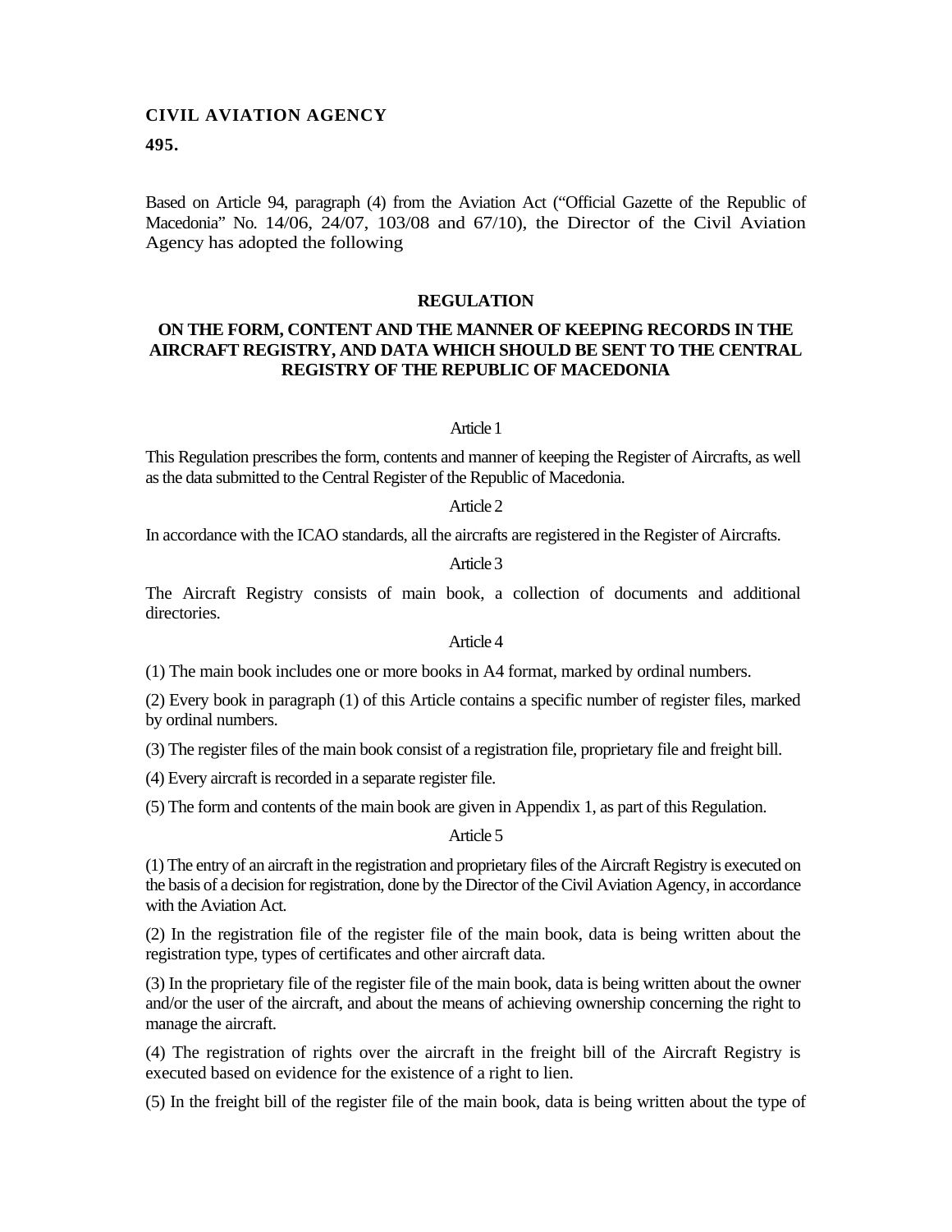**CIVIL AVIATION AGENCY**

**495.**

Based on Article 94, paragraph (4) from the Aviation Act ("Official Gazette of the Republic of Macedonia" No. 14/06, 24/07, 103/08 and 67/10), the Director of the Civil Aviation Agency has adopted the following

## REGULATION

## ON THE FORM, CONTENT AND THE MANNER OF KEEPING RECORDS IN THE AIRCRAFT REGISTRY, AND DATA WHICH SHOULD BE SENT TO THE CENTRAL REGISTRY OF THE REPUBLIC OF MACEDONIA

Article 1

This Regulation prescribes the form, contents and manner of keeping the Register of Aircrafts, as well as the data submitted to the Central Register of the Republic of Macedonia.

Article 2

In accordance with the ICAO standards, all the aircrafts are registered in the Register of Aircrafts.

Article 3

The Aircraft Registry consists of main book, a collection of documents and additional directories.

Article 4

(1) The main book includes one or more books in A4 format, marked by ordinal numbers.

(2) Every book in paragraph (1) of this Article contains a specific number of register files, marked by ordinal numbers.

(3) The register files of the main book consist of a registration file, proprietary file and freight bill.

(4) Every aircraft is recorded in a separate register file.

(5) The form and contents of the main book are given in Appendix 1, as part of this Regulation.

Article 5

(1) The entry of an aircraft in the registration and proprietary files of the Aircraft Registry is executed on the basis of a decision for registration, done by the Director of the Civil Aviation Agency, in accordance with the Aviation Act.

(2) In the registration file of the register file of the main book, data is being written about the registration type, types of certificates and other aircraft data.

(3) In the proprietary file of the register file of the main book, data is being written about the owner and/or the user of the aircraft, and about the means of achieving ownership concerning the right to manage the aircraft.

(4) The registration of rights over the aircraft in the freight bill of the Aircraft Registry is executed based on evidence for the existence of a right to lien.

(5) In the freight bill of the register file of the main book, data is being written about the type of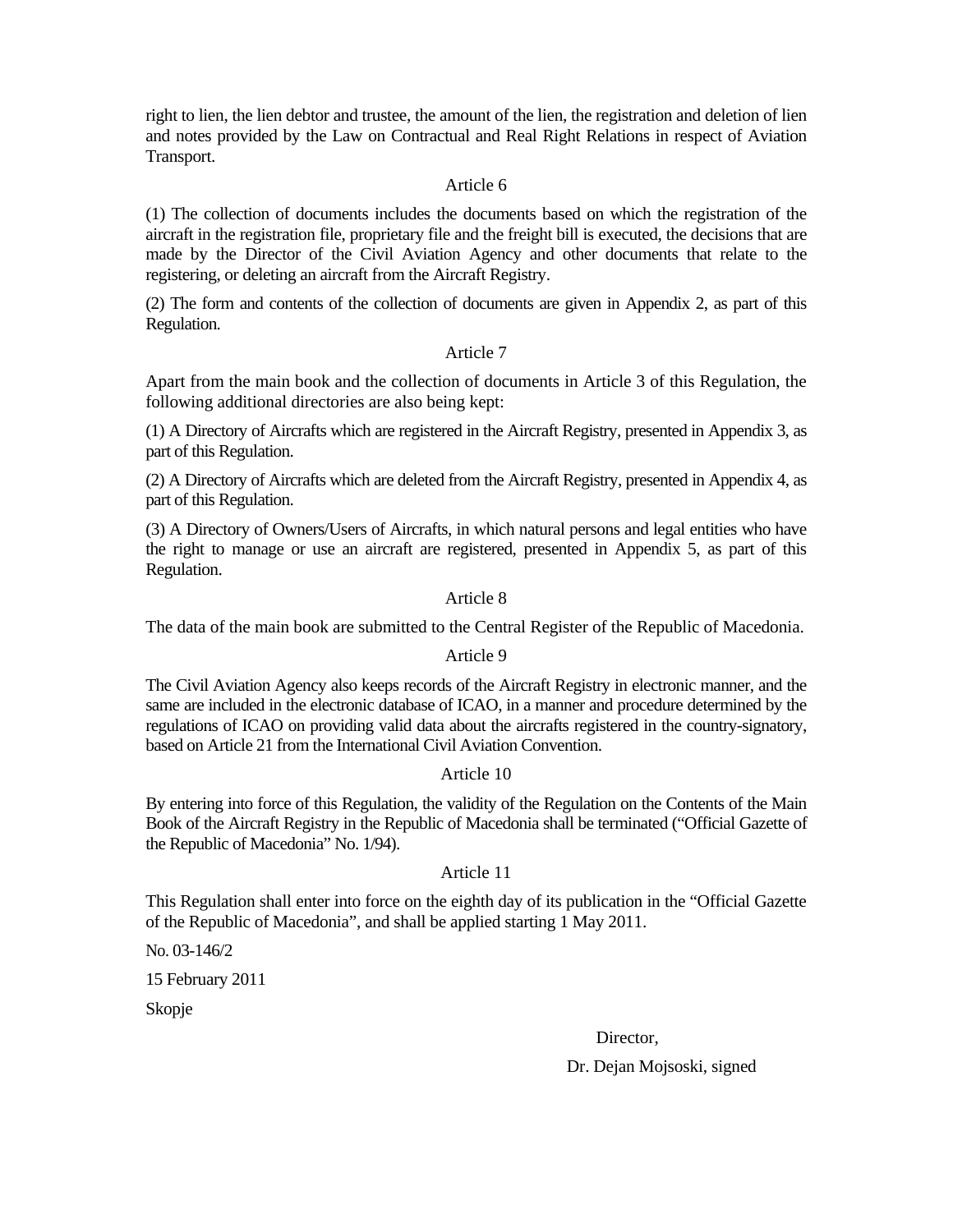right to lien, the lien debtor and trustee, the amount of the lien, the registration and deletion of lien and notes provided by the Law on Contractual and Real Right Relations in respect of Aviation Transport.

Article 6

(1) The collection of documents includes the documents based on which the registration of the aircraft in the registration file, proprietary file and the freight bill is executed, the decisions that are made by the Director of the Civil Aviation Agency and other documents that relate to the registering, or deleting an aircraft from the Aircraft Registry.

(2) The form and contents of the collection of documents are given in Appendix 2, as part of this Regulation.

Article 7

Apart from the main book and the collection of documents in Article 3 of this Regulation, the following additional directories are also being kept:

(1) A Directory of Aircrafts which are registered in the Aircraft Registry, presented in Appendix 3, as part of this Regulation.

(2) A Directory of Aircrafts which are deleted from the Aircraft Registry, presented in Appendix 4, as part of this Regulation.

(3) A Directory of Owners/Users of Aircrafts, in which natural persons and legal entities who have the right to manage or use an aircraft are registered, presented in Appendix 5, as part of this Regulation.

Article 8

The data of the main book are submitted to the Central Register of the Republic of Macedonia.

Article 9

The Civil Aviation Agency also keeps records of the Aircraft Registry in electronic manner, and the same are included in the electronic database of ICAO, in a manner and procedure determined by the regulations of ICAO on providing valid data about the aircrafts registered in the country-signatory, based on Article 21 from the International Civil Aviation Convention.

Article 10

By entering into force of this Regulation, the validity of the Regulation on the Contents of the Main Book of the Aircraft Registry in the Republic of Macedonia shall be terminated ("Official Gazette of the Republic of Macedonia" No. 1/94).

Article 11

This Regulation shall enter into force on the eighth day of its publication in the "Official Gazette of the Republic of Macedonia", and shall be applied starting 1 May 2011.

No. 03-146/2

15 February 2011

Skopje

Director,

Dr. Dejan Mojsoski, signed